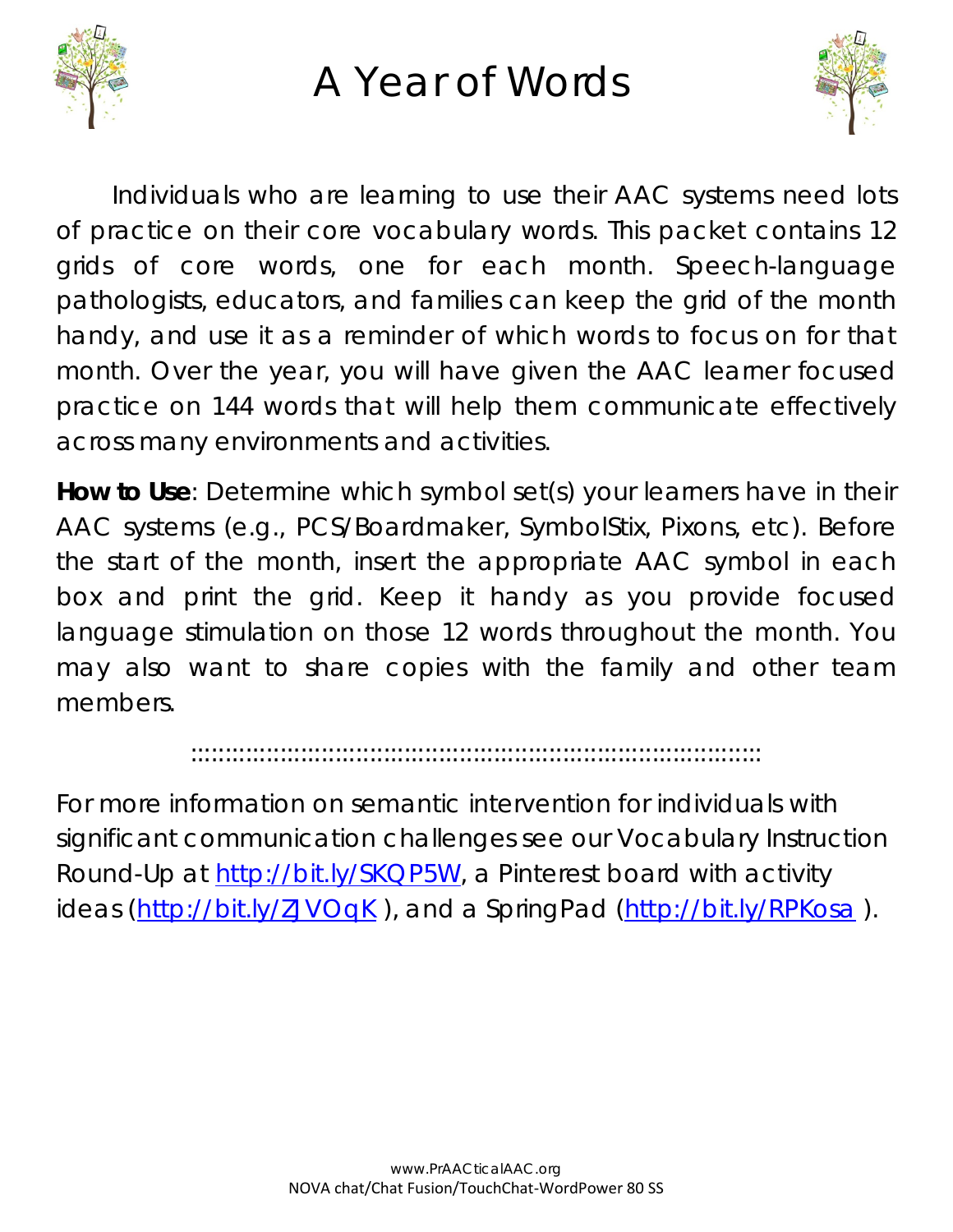# A Year of Words

Individuals who are learning to use their AAC systems need lots of practice on their core vocabulary words. This packet contains 12 grids of core words, one for each month. Speech-language pathologists, educators, and families can keep the grid of the month handy, and use it as a reminder of which words to focus on for that month. Over the year, you will have given the AAC learner focused practice on 144 words that will help them communicate effectively across many environments and activities.

**How to Use**: Determine which symbol set(s) your learners have in their AAC systems (e.g., PCS/Boardmaker, SymbolStix, Pixons, etc). Before the start of the month, insert the appropriate AAC symbol in each box and print the grid. Keep it handy as you provide focused language stimulation on those 12 words throughout the month. You may also want to share copies with the family and other team members.

::::::::::::::::::::::::::::::::::::::::::::::::::::::::::::::::::::::::::::::::::::

For more information on semantic intervention for individuals with significant communication challenges see our Vocabulary Instruction Round-Up at http://bit.ly/SKQP5W, a Pinterest board with activity ideas (http://bit.ly/ZJVOqK ), and a SpringPad (http://bit.ly/RPKosa ).

www.PrAACticalAAC.org
NOVA chat/Chat Fusion/TouchChat-WordPower 80 SS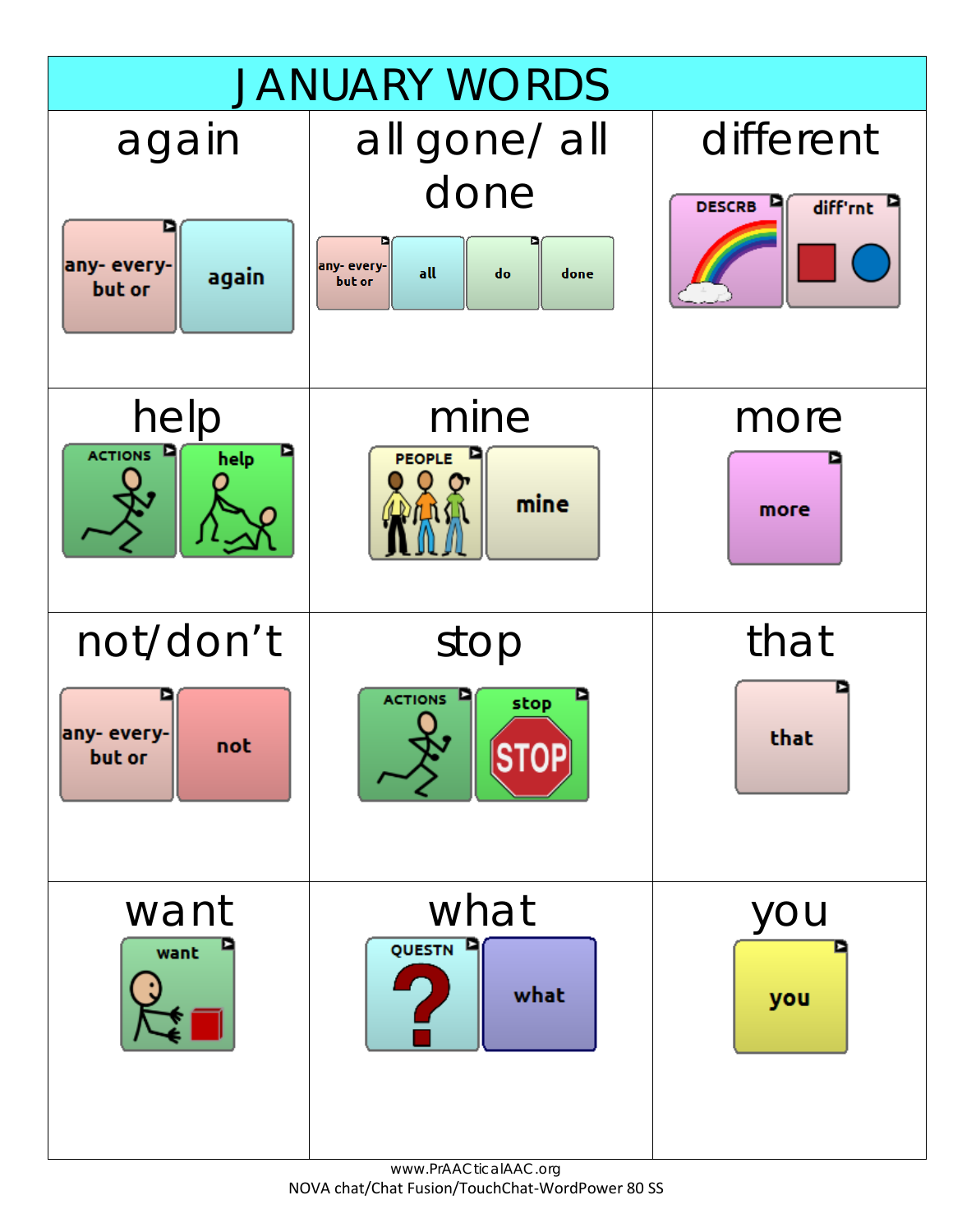# JANUARY WORDS

| again | all gone/ all done | different |
|---|---|---|
| any- every- but or → again | any- every- but or → all → do → done | DESCRB → diff'rnt |
| **help** | **mine** | **more** |
| ACTIONS → help | PEOPLE → mine | more |
| **not/don't** | **stop** | **that** |
| any- every- but or → not | ACTIONS → stop | that |
| **want** | **what** | **you** |
| want | QUESTN → what | you |

www.PrAACticalAAC.org
NOVA chat/Chat Fusion/TouchChat-WordPower 80 SS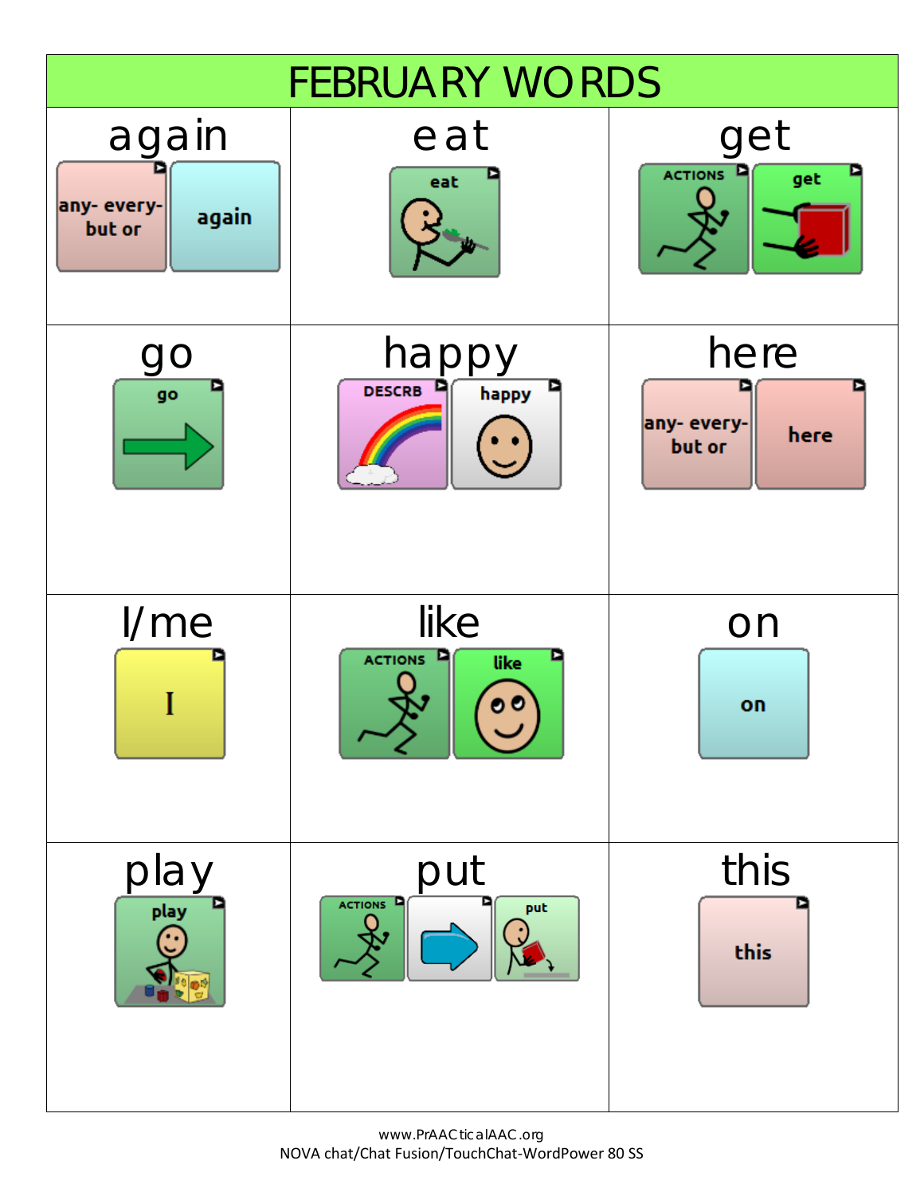# FEBRUARY WORDS

| again | eat | get |
| --- | --- | --- |
| any- every- but or → again | eat | ACTIONS → get |
| **go** | **happy** | **here** |
| go | DESCRB → happy | any- every- but or → here |
| **I/me** | **like** | **on** |
| I | ACTIONS → like | on |
| **play** | **put** | **this** |
| play | ACTIONS → (arrow) → put | this |

www.PrAACticalAAC.org
NOVA chat/Chat Fusion/TouchChat-WordPower 80 SS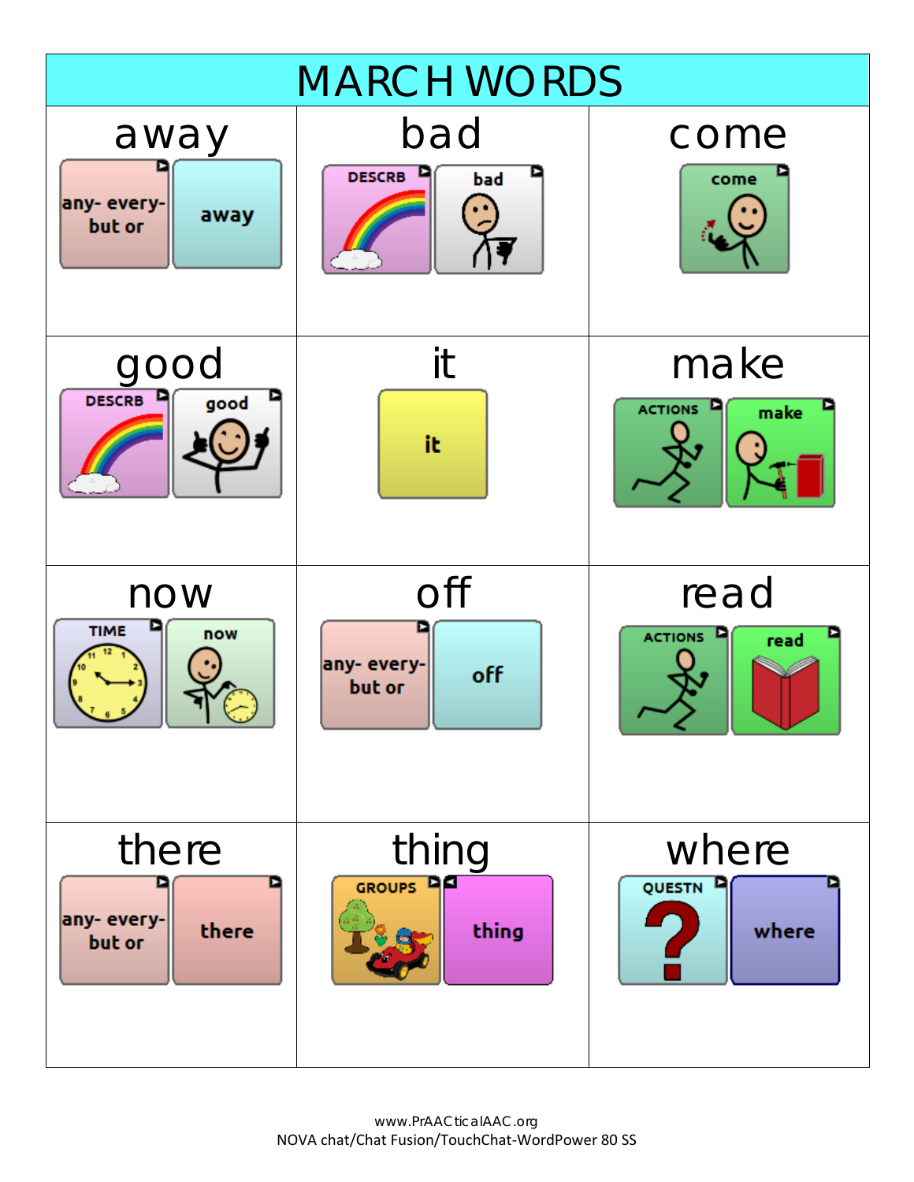# MARCH WORDS

| away | bad | come |
| --- | --- | --- |
| any- every- but or → away | DESCRB → bad | come |
| **good** | **it** | **make** |
| DESCRB → good | it | ACTIONS → make |
| **now** | **off** | **read** |
| TIME → now | any- every- but or → off | ACTIONS → read |
| **there** | **thing** | **where** |
| any- every- but or → there | GROUPS → thing | QUESTN → where |

www.PrAACticalAAC.org
NOVA chat/Chat Fusion/TouchChat-WordPower 80 SS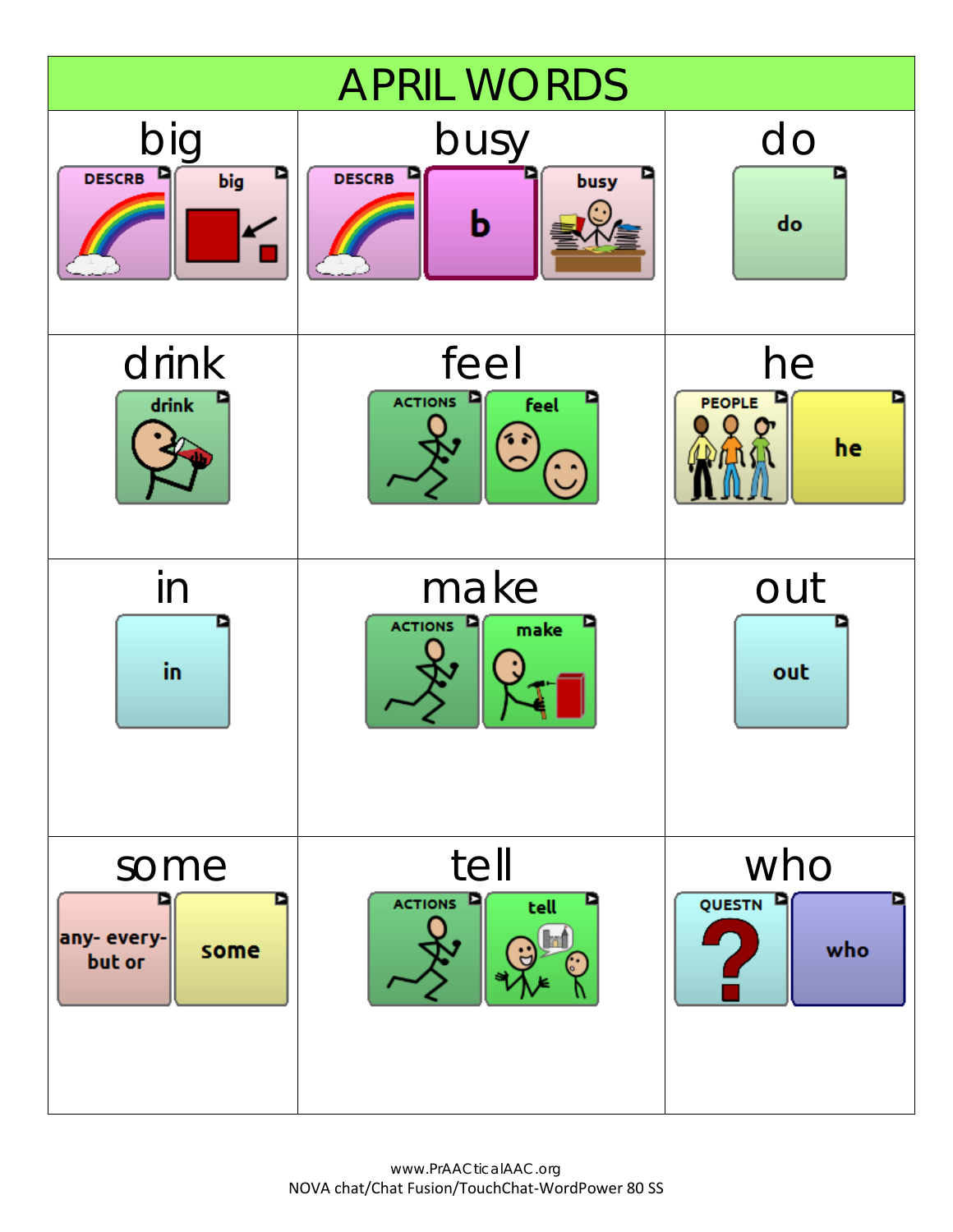# APRIL WORDS

| big | busy | do |
|---|---|---|
| DESCRB / big | DESCRB / b / busy | do |
| **drink** | **feel** | **he** |
| drink | ACTIONS / feel | PEOPLE / he |
| **in** | **make** | **out** |
| in | ACTIONS / make | out |
| **some** | **tell** | **who** |
| any- every- but or / some | ACTIONS / tell | QUESTN / who |

www.PrAACticalAAC.org
NOVA chat/Chat Fusion/TouchChat-WordPower 80 SS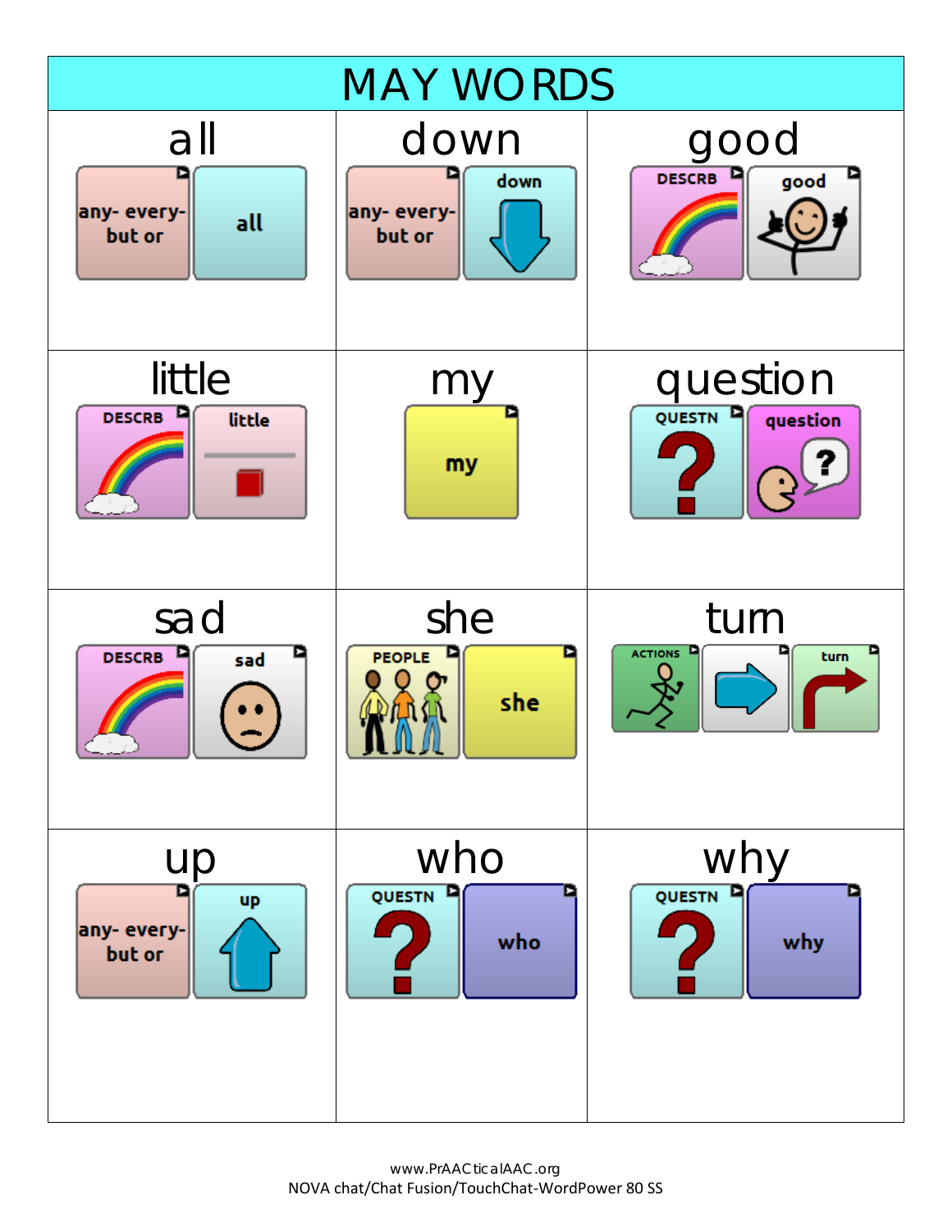# MAY WORDS

| all | down | good |
|---|---|---|
| any- every- but or → all | any- every- but or → down | DESCRB → good |
| **little** | **my** | **question** |
| DESCRB → little | my | QUESTN → question |
| **sad** | **she** | **turn** |
| DESCRB → sad | PEOPLE → she | ACTIONS → → turn |
| **up** | **who** | **why** |
| any- every- but or → up | QUESTN → who | QUESTN → why |

www.PrAACticalAAC.org
NOVA chat/Chat Fusion/TouchChat-WordPower 80 SS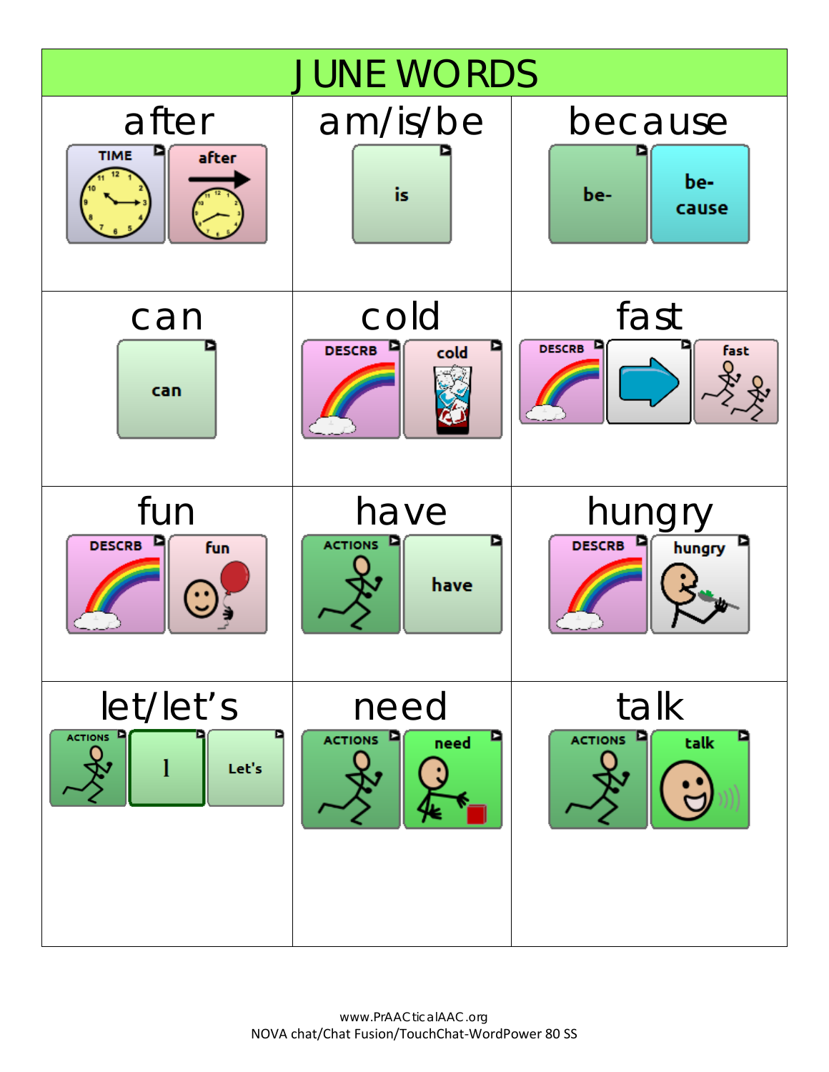# JUNE WORDS

| after | am/is/be | because |
| --- | --- | --- |
| TIME, after | is | be-, be-cause |
| **can** | **cold** | **fast** |
| can | DESCRB, cold | DESCRB, fast |
| **fun** | **have** | **hungry** |
| DESCRB, fun | ACTIONS, have | DESCRB, hungry |
| **let/let's** | **need** | **talk** |
| ACTIONS, l, Let's | ACTIONS, need | ACTIONS, talk |

www.PrAACticalAAC.org
NOVA chat/Chat Fusion/TouchChat-WordPower 80 SS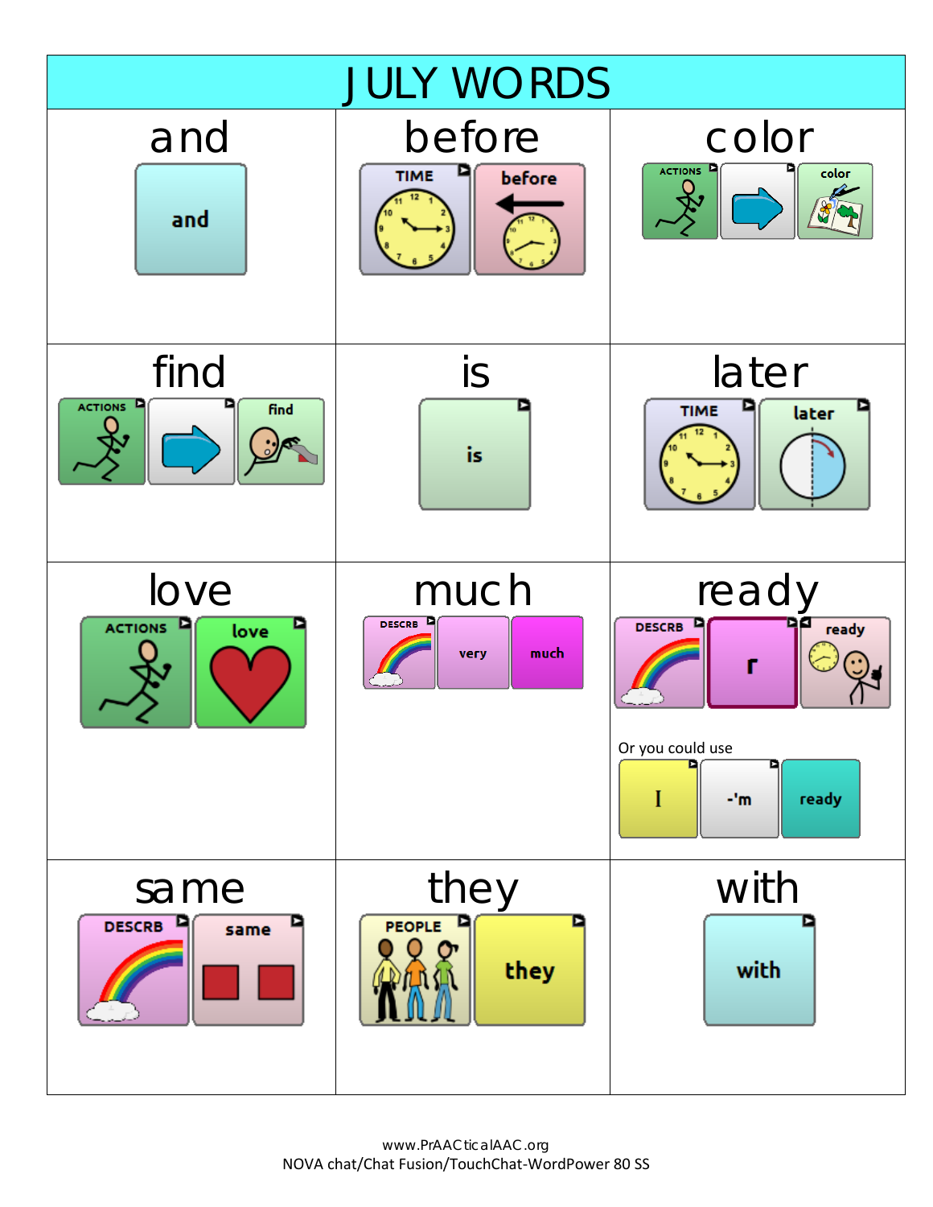# JULY WORDS

| and | before | color |
| --- | --- | --- |
| and | TIME → before | ACTIONS → → → color |
| **find** | **is** | **later** |
| ACTIONS → → → find | is | TIME → later |
| **love** | **much** | **ready** |
| ACTIONS → love | DESCRB → very → much | DESCRB → r → ready<br>Or you could use<br>I → -'m → ready |
| **same** | **they** | **with** |
| DESCRB → same | PEOPLE → they | with |

www.PrAACticalAAC.org
NOVA chat/Chat Fusion/TouchChat-WordPower 80 SS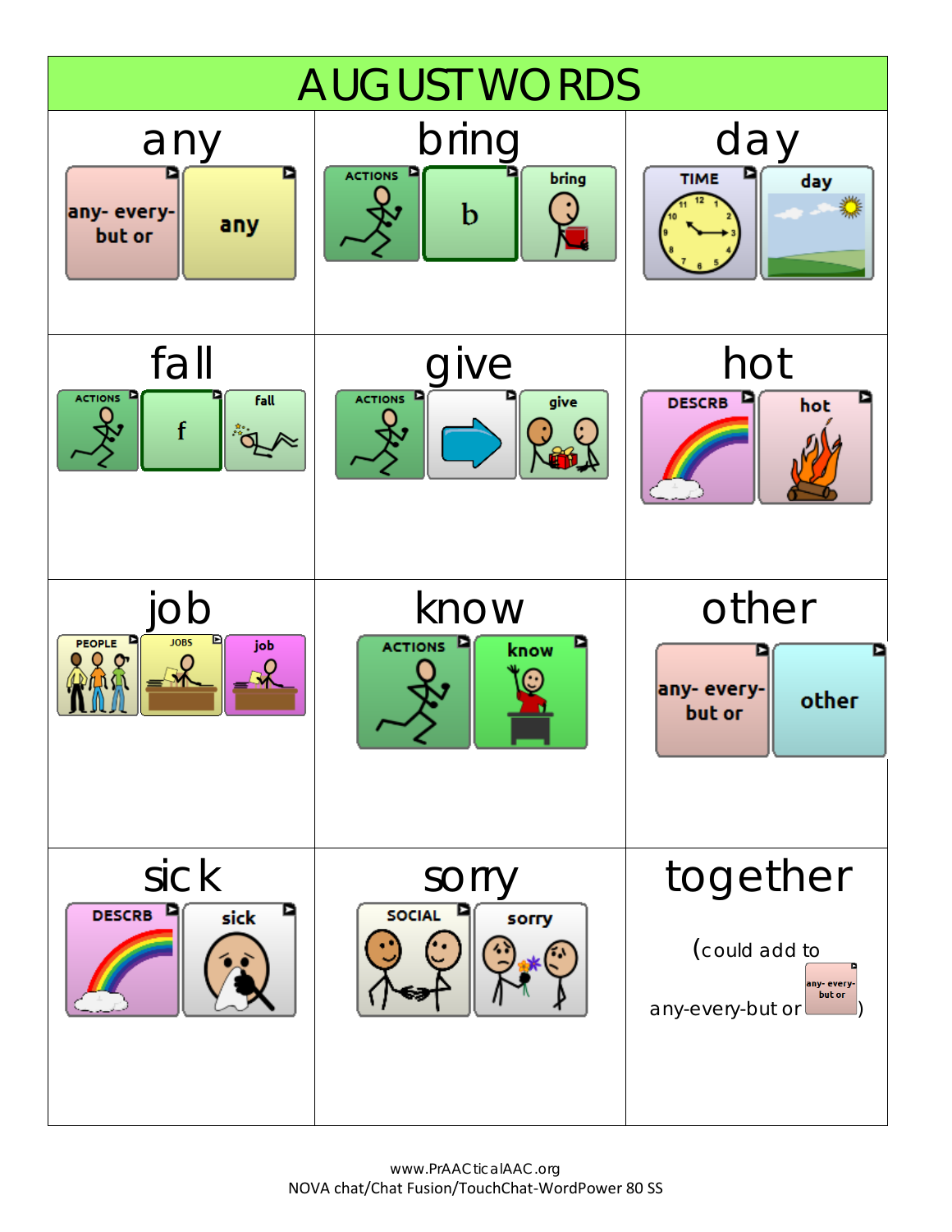# AUGUST WORDS

| any | bring | day |
|---|---|---|
| any- every- but or → any | ACTIONS → b → bring | TIME → day |
| **fall** | **give** | **hot** |
| ACTIONS → f → fall | ACTIONS → give | DESCRB → hot |
| **job** | **know** | **other** |
| PEOPLE → JOBS → job | ACTIONS → know | any- every- but or → other |
| **sick** | **sorry** | **together** |
| DESCRB → sick | SOCIAL → sorry | (could add to any-every-but or any- every- but or) |

www.PrAACticalAAC.org
NOVA chat/Chat Fusion/TouchChat-WordPower 80 SS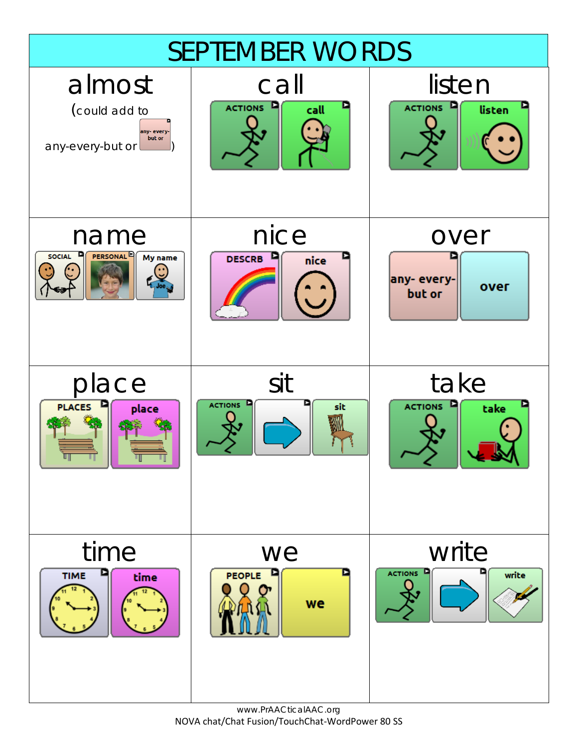# SEPTEMBER WORDS

| almost | call | listen |
|---|---|---|
| (could add to any-every-but or any- every- but or) | ACTIONS → call | ACTIONS → listen |

| name | nice | over |
|---|---|---|
| SOCIAL → PERSONAL → My name | DESCRB → nice | any- every- but or → over |

| place | sit | take |
|---|---|---|
| PLACES → place | ACTIONS → → sit | ACTIONS → take |

| time | we | write |
|---|---|---|
| TIME → time | PEOPLE → we | ACTIONS → → write |

www.PrAACticalAAC.org
NOVA chat/Chat Fusion/TouchChat-WordPower 80 SS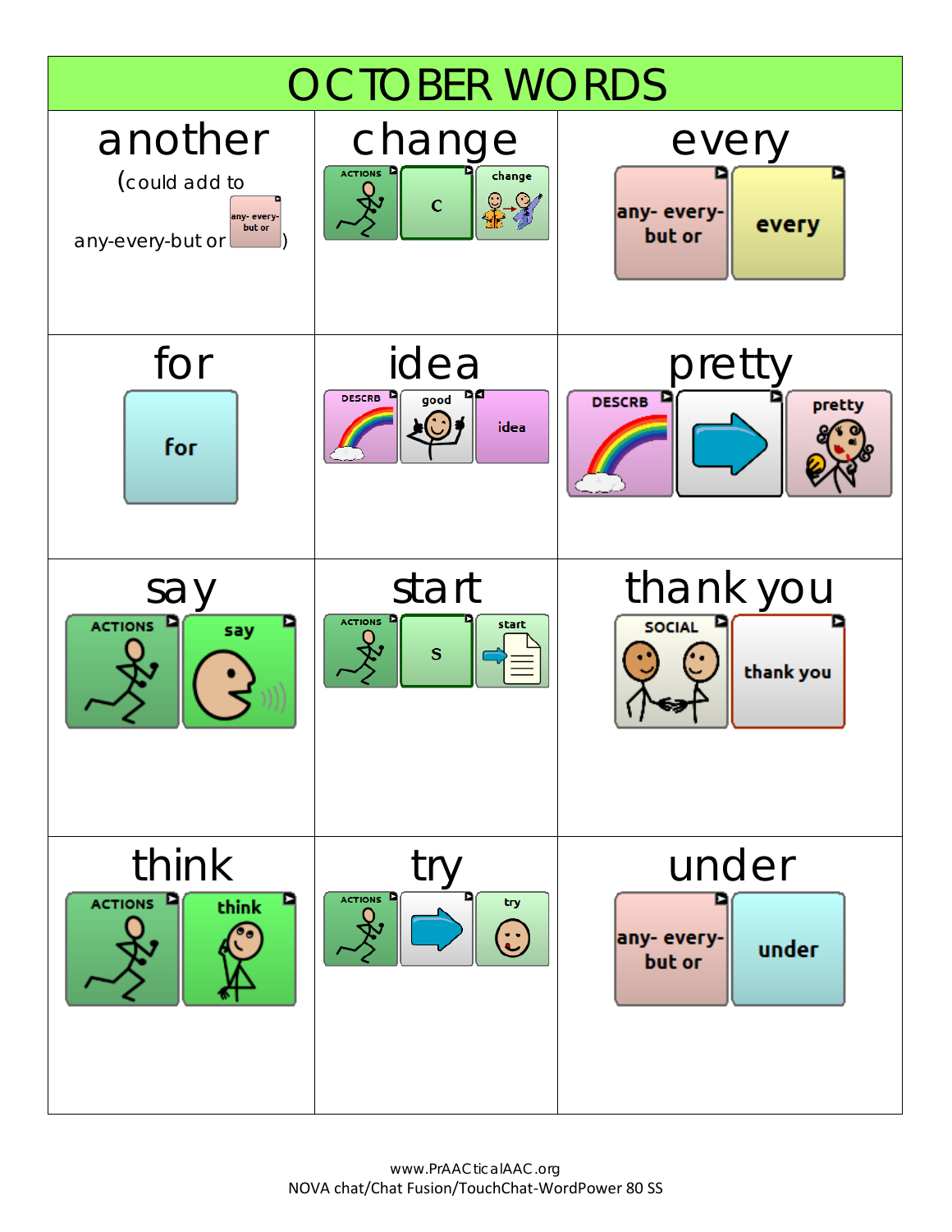# OCTOBER WORDS

| another | change | every |
|---|---|---|
| (could add to any-every-but or any- every- but or) | ACTIONS / c / change | any- every- but or / every |
| **for** | **idea** | **pretty** |
| for | DESCRB / good / idea | DESCRB / pretty |
| **say** | **start** | **thank you** |
| ACTIONS / say | ACTIONS / s / start | SOCIAL / thank you |
| **think** | **try** | **under** |
| ACTIONS / think | ACTIONS / try | any- every- but or / under |

www.PrAACticalAAC.org
NOVA chat/Chat Fusion/TouchChat-WordPower 80 SS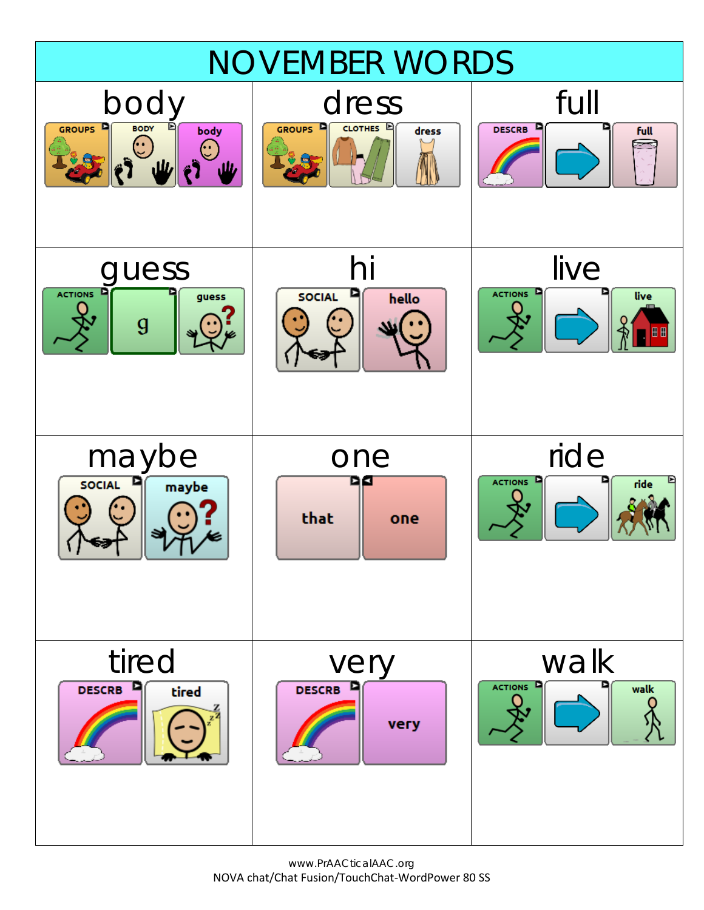# NOVEMBER WORDS

| body | dress | full |
|---|---|---|
| GROUPS → BODY → body | GROUPS → CLOTHES → dress | DESCRB → (arrow) → full |
| **guess** | **hi** | **live** |
| ACTIONS → g → guess | SOCIAL → hello | ACTIONS → (arrow) → live |
| **maybe** | **one** | **ride** |
| SOCIAL → maybe | that → one | ACTIONS → (arrow) → ride |
| **tired** | **very** | **walk** |
| DESCRB → tired | DESCRB → very | ACTIONS → (arrow) → walk |

www.PrAACticalAAC.org
NOVA chat/Chat Fusion/TouchChat-WordPower 80 SS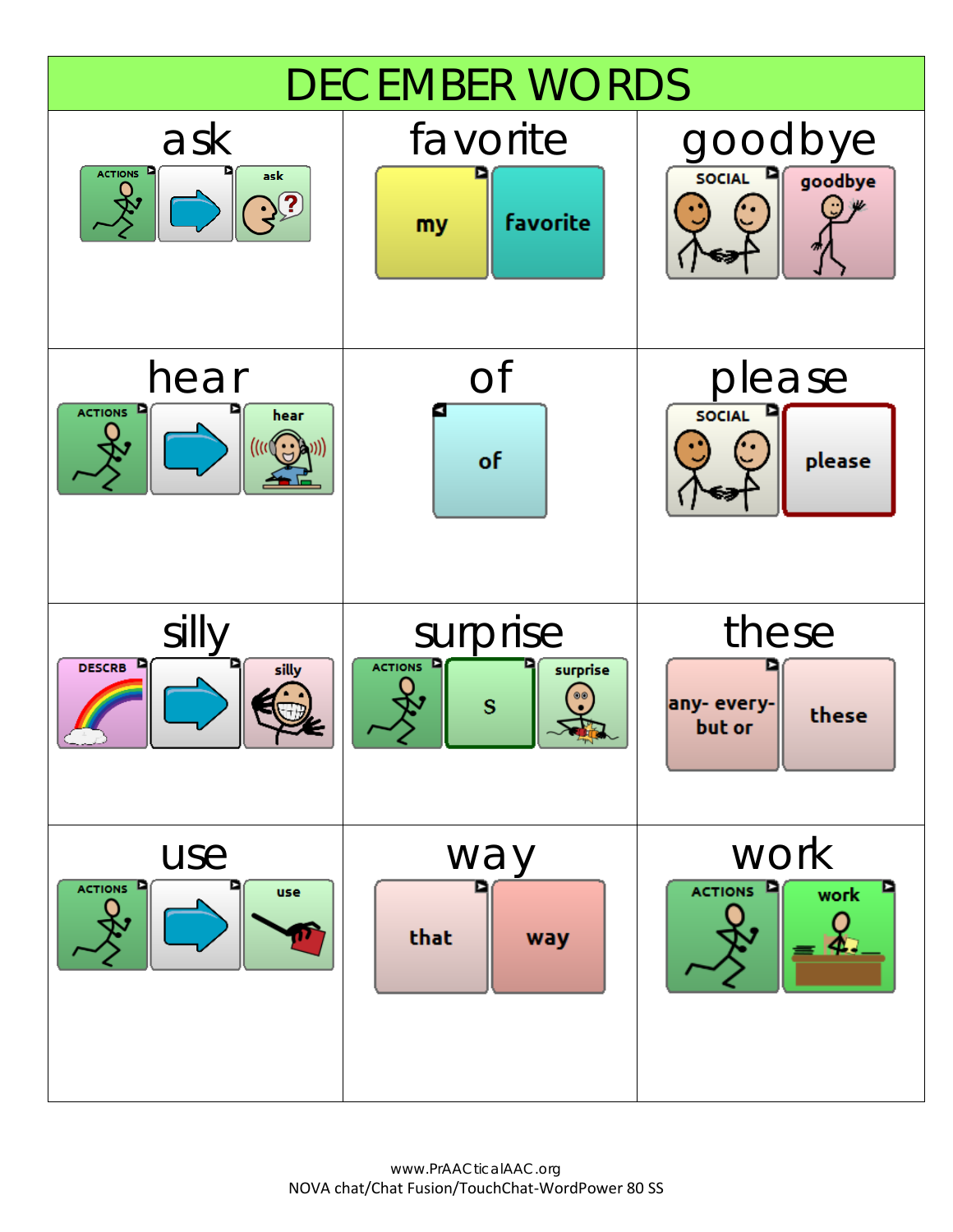# DECEMBER WORDS

| | | |
|---|---|---|
| ask<br>ACTIONS → ask | favorite<br>my favorite | goodbye<br>SOCIAL goodbye |
| hear<br>ACTIONS → hear | of<br>of | please<br>SOCIAL please |
| silly<br>DESCRB → silly | surprise<br>ACTIONS s surprise | these<br>any- every- but or these |
| use<br>ACTIONS → use | way<br>that way | work<br>ACTIONS work |

www.PrAACticalAAC.org
NOVA chat/Chat Fusion/TouchChat-WordPower 80 SS